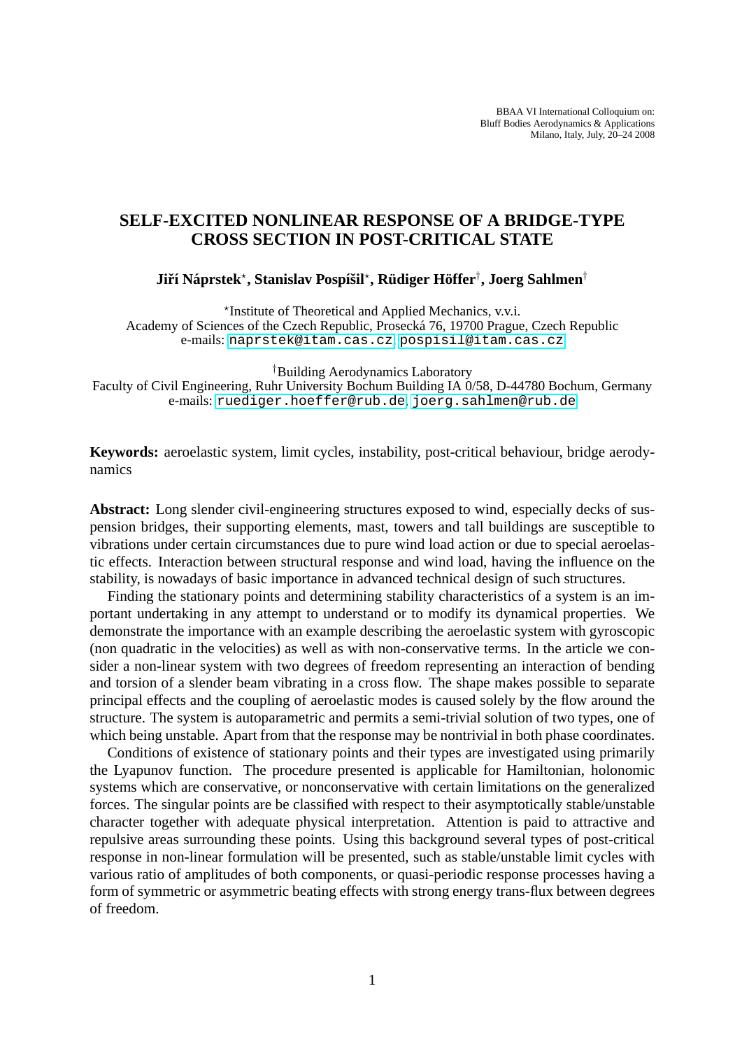BBAA VI International Colloquium on:
Bluff Bodies Aerodynamics & Applications
Milano, Italy, July, 20–24 2008

# SELF-EXCITED NONLINEAR RESPONSE OF A BRIDGE-TYPE CROSS SECTION IN POST-CRITICAL STATE

**Jiří Náprstek[⋆], Stanislav Pospíšil[⋆], Rüdiger Höffer[†], Joerg Sahlmen[†]**

[⋆]Institute of Theoretical and Applied Mechanics, v.v.i.
Academy of Sciences of the Czech Republic, Prosecká 76, 19700 Prague, Czech Republic
e-mails: naprstek@itam.cas.cz, pospisil@itam.cas.cz

[†]Building Aerodynamics Laboratory
Faculty of Civil Engineering, Ruhr University Bochum Building IA 0/58, D-44780 Bochum, Germany
e-mails: ruediger.hoeffer@rub.de, joerg.sahlmen@rub.de

**Keywords:** aeroelastic system, limit cycles, instability, post-critical behaviour, bridge aerodynamics

**Abstract:** Long slender civil-engineering structures exposed to wind, especially decks of suspension bridges, their supporting elements, mast, towers and tall buildings are susceptible to vibrations under certain circumstances due to pure wind load action or due to special aeroelastic effects. Interaction between structural response and wind load, having the influence on the stability, is nowadays of basic importance in advanced technical design of such structures.

Finding the stationary points and determining stability characteristics of a system is an important undertaking in any attempt to understand or to modify its dynamical properties. We demonstrate the importance with an example describing the aeroelastic system with gyroscopic (non quadratic in the velocities) as well as with non-conservative terms. In the article we consider a non-linear system with two degrees of freedom representing an interaction of bending and torsion of a slender beam vibrating in a cross flow. The shape makes possible to separate principal effects and the coupling of aeroelastic modes is caused solely by the flow around the structure. The system is autoparametric and permits a semi-trivial solution of two types, one of which being unstable. Apart from that the response may be nontrivial in both phase coordinates.

Conditions of existence of stationary points and their types are investigated using primarily the Lyapunov function. The procedure presented is applicable for Hamiltonian, holonomic systems which are conservative, or nonconservative with certain limitations on the generalized forces. The singular points are be classified with respect to their asymptotically stable/unstable character together with adequate physical interpretation. Attention is paid to attractive and repulsive areas surrounding these points. Using this background several types of post-critical response in non-linear formulation will be presented, such as stable/unstable limit cycles with various ratio of amplitudes of both components, or quasi-periodic response processes having a form of symmetric or asymmetric beating effects with strong energy trans-flux between degrees of freedom.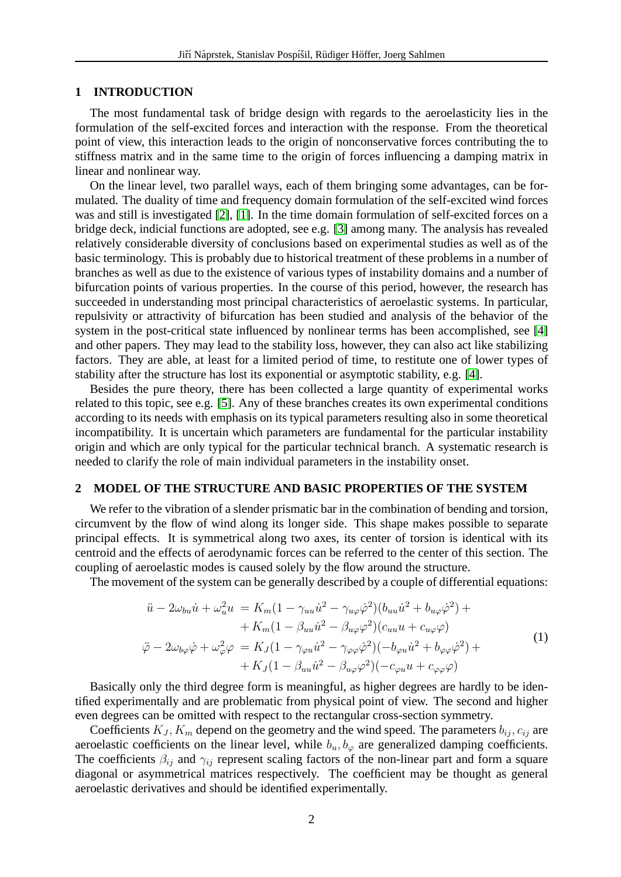## 1 INTRODUCTION

The most fundamental task of bridge design with regards to the aeroelasticity lies in the formulation of the self-excited forces and interaction with the response. From the theoretical point of view, this interaction leads to the origin of nonconservative forces contributing the to stiffness matrix and in the same time to the origin of forces influencing a damping matrix in linear and nonlinear way.

On the linear level, two parallel ways, each of them bringing some advantages, can be formulated. The duality of time and frequency domain formulation of the self-excited wind forces was and still is investigated [2], [1]. In the time domain formulation of self-excited forces on a bridge deck, indicial functions are adopted, see e.g. [3] among many. The analysis has revealed relatively considerable diversity of conclusions based on experimental studies as well as of the basic terminology. This is probably due to historical treatment of these problems in a number of branches as well as due to the existence of various types of instability domains and a number of bifurcation points of various properties. In the course of this period, however, the research has succeeded in understanding most principal characteristics of aeroelastic systems. In particular, repulsivity or attractivity of bifurcation has been studied and analysis of the behavior of the system in the post-critical state influenced by nonlinear terms has been accomplished, see [4] and other papers. They may lead to the stability loss, however, they can also act like stabilizing factors. They are able, at least for a limited period of time, to restitute one of lower types of stability after the structure has lost its exponential or asymptotic stability, e.g. [4].

Besides the pure theory, there has been collected a large quantity of experimental works related to this topic, see e.g. [5]. Any of these branches creates its own experimental conditions according to its needs with emphasis on its typical parameters resulting also in some theoretical incompatibility. It is uncertain which parameters are fundamental for the particular instability origin and which are only typical for the particular technical branch. A systematic research is needed to clarify the role of main individual parameters in the instability onset.

## 2 MODEL OF THE STRUCTURE AND BASIC PROPERTIES OF THE SYSTEM

We refer to the vibration of a slender prismatic bar in the combination of bending and torsion, circumvent by the flow of wind along its longer side. This shape makes possible to separate principal effects. It is symmetrical along two axes, its center of torsion is identical with its centroid and the effects of aerodynamic forces can be referred to the center of this section. The coupling of aeroelastic modes is caused solely by the flow around the structure.

The movement of the system can be generally described by a couple of differential equations:

$$
\begin{aligned}
\ddot{u} - 2\omega_{bu}\dot{u} + \omega_u^2 u &= K_m(1 - \gamma_{uu}\dot{u}^2 - \gamma_{u\varphi}\dot{\varphi}^2)(b_{uu}\dot{u}^2 + b_{u\varphi}\dot{\varphi}^2) + \\
&\quad + K_m(1 - \beta_{uu}\dot{u}^2 - \beta_{u\varphi}\varphi^2)(c_{uu}u + c_{u\varphi}\varphi) \\
\ddot{\varphi} - 2\omega_{b\varphi}\dot{\varphi} + \omega_\varphi^2\varphi &= K_J(1 - \gamma_{\varphi u}\dot{u}^2 - \gamma_{\varphi\varphi}\dot{\varphi}^2)(-b_{\varphi u}\dot{u}^2 + b_{\varphi\varphi}\dot{\varphi}^2) + \\
&\quad + K_J(1 - \beta_{uu}\dot{u}^2 - \beta_{u\varphi}\varphi^2)(-c_{\varphi u}u + c_{\varphi\varphi}\varphi)
\end{aligned}
\tag{1}
$$

Basically only the third degree form is meaningful, as higher degrees are hardly to be identified experimentally and are problematic from physical point of view. The second and higher even degrees can be omitted with respect to the rectangular cross-section symmetry.

Coefficients $K_J, K_m$ depend on the geometry and the wind speed. The parameters $b_{ij}, c_{ij}$ are aeroelastic coefficients on the linear level, while $b_u, b_\varphi$ are generalized damping coefficients. The coefficients $\beta_{ij}$ and $\gamma_{ij}$ represent scaling factors of the non-linear part and form a square diagonal or asymmetrical matrices respectively. The coefficient may be thought as general aeroelastic derivatives and should be identified experimentally.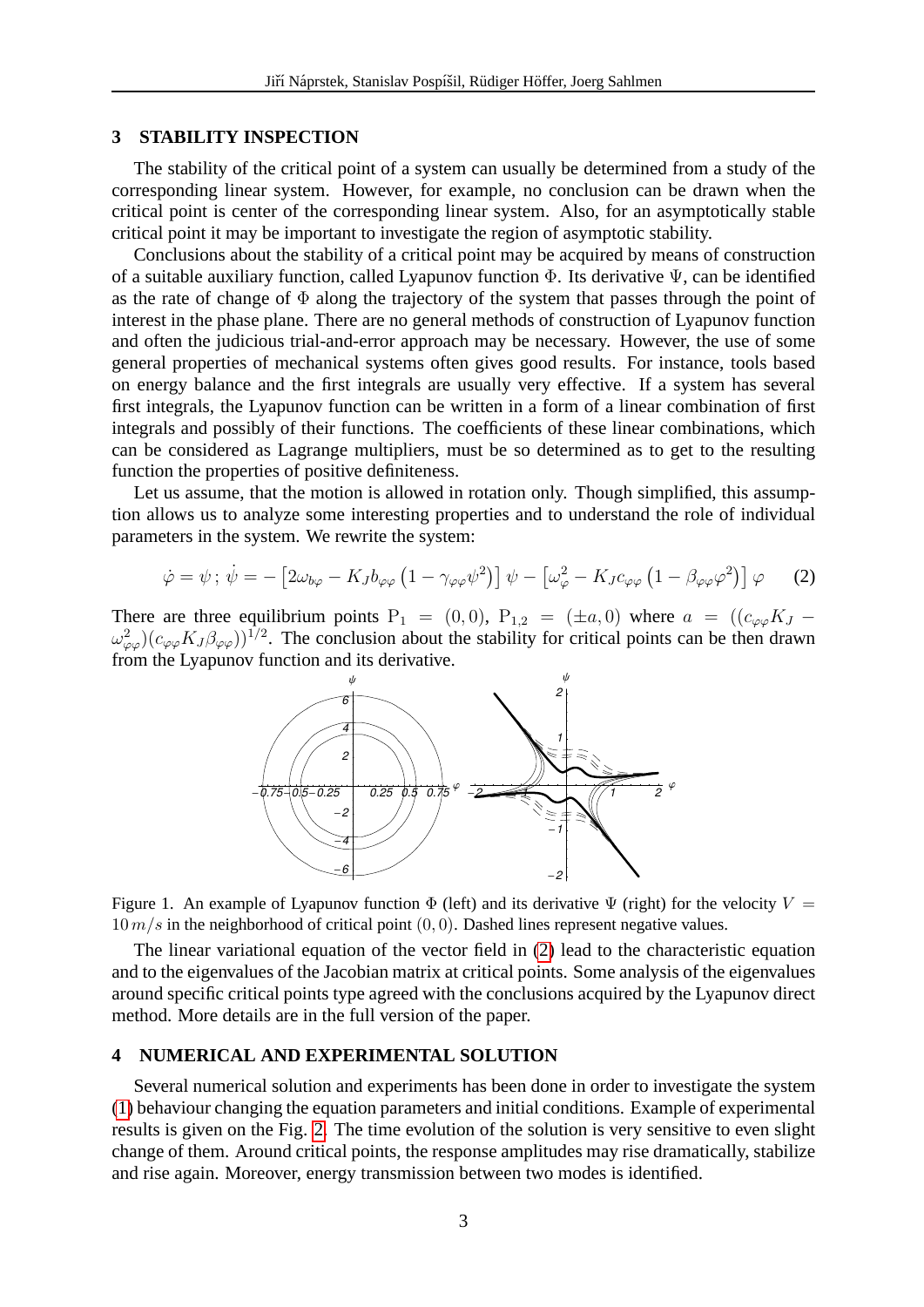## 3 STABILITY INSPECTION

The stability of the critical point of a system can usually be determined from a study of the corresponding linear system. However, for example, no conclusion can be drawn when the critical point is center of the corresponding linear system. Also, for an asymptotically stable critical point it may be important to investigate the region of asymptotic stability.

Conclusions about the stability of a critical point may be acquired by means of construction of a suitable auxiliary function, called Lyapunov function $\Phi$. Its derivative $\Psi$, can be identified as the rate of change of $\Phi$ along the trajectory of the system that passes through the point of interest in the phase plane. There are no general methods of construction of Lyapunov function and often the judicious trial-and-error approach may be necessary. However, the use of some general properties of mechanical systems often gives good results. For instance, tools based on energy balance and the first integrals are usually very effective. If a system has several first integrals, the Lyapunov function can be written in a form of a linear combination of first integrals and possibly of their functions. The coefficients of these linear combinations, which can be considered as Lagrange multipliers, must be so determined as to get to the resulting function the properties of positive definiteness.

Let us assume, that the motion is allowed in rotation only. Though simplified, this assumption allows us to analyze some interesting properties and to understand the role of individual parameters in the system. We rewrite the system:

$$\dot{\varphi} = \psi \,;\; \dot{\psi} = -\left[2\omega_{b\varphi} - K_J b_{\varphi\varphi}\left(1 - \gamma_{\varphi\varphi}\psi^2\right)\right]\psi - \left[\omega_\varphi^2 - K_J c_{\varphi\varphi}\left(1 - \beta_{\varphi\varphi}\varphi^2\right)\right]\varphi \qquad (2)$$

There are three equilibrium points $\mathrm{P}_1 = (0,0)$, $\mathrm{P}_{1,2} = (\pm a, 0)$ where $a = ((c_{\varphi\varphi}K_J - \omega_{\varphi\varphi}^2)(c_{\varphi\varphi}K_J\beta_{\varphi\varphi}))^{1/2}$. The conclusion about the stability for critical points can be then drawn from the Lyapunov function and its derivative.

Figure 1. An example of Lyapunov function $\Phi$ (left) and its derivative $\Psi$ (right) for the velocity $V = 10\,m/s$ in the neighborhood of critical point $(0,0)$. Dashed lines represent negative values.

The linear variational equation of the vector field in (2) lead to the characteristic equation and to the eigenvalues of the Jacobian matrix at critical points. Some analysis of the eigenvalues around specific critical points type agreed with the conclusions acquired by the Lyapunov direct method. More details are in the full version of the paper.

## 4 NUMERICAL AND EXPERIMENTAL SOLUTION

Several numerical solution and experiments has been done in order to investigate the system (1) behaviour changing the equation parameters and initial conditions. Example of experimental results is given on the Fig. 2. The time evolution of the solution is very sensitive to even slight change of them. Around critical points, the response amplitudes may rise dramatically, stabilize and rise again. Moreover, energy transmission between two modes is identified.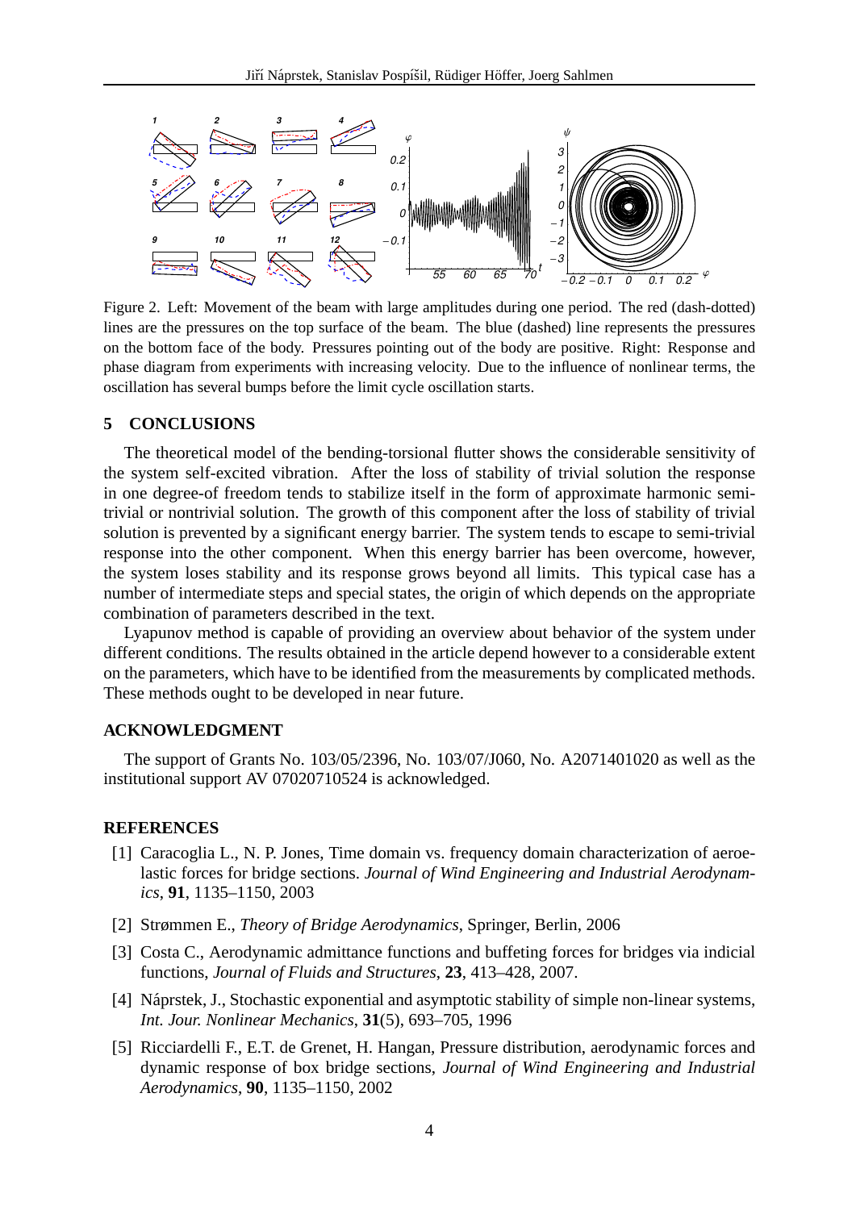1 2 3 4
5 6 7 8
9 10 11 12

$\varphi$
0.2
0.1
0
−0.1
55 60 65 70 $t$

$\psi$
3
2
1
0
−1
−2
−3
−0.2 −0.1 0 0.1 0.2 $\varphi$

Figure 2. Left: Movement of the beam with large amplitudes during one period. The red (dash-dotted) lines are the pressures on the top surface of the beam. The blue (dashed) line represents the pressures on the bottom face of the body. Pressures pointing out of the body are positive. Right: Response and phase diagram from experiments with increasing velocity. Due to the influence of nonlinear terms, the oscillation has several bumps before the limit cycle oscillation starts.

## 5 CONCLUSIONS

The theoretical model of the bending-torsional flutter shows the considerable sensitivity of the system self-excited vibration. After the loss of stability of trivial solution the response in one degree-of freedom tends to stabilize itself in the form of approximate harmonic semi-trivial or nontrivial solution. The growth of this component after the loss of stability of trivial solution is prevented by a significant energy barrier. The system tends to escape to semi-trivial response into the other component. When this energy barrier has been overcome, however, the system loses stability and its response grows beyond all limits. This typical case has a number of intermediate steps and special states, the origin of which depends on the appropriate combination of parameters described in the text.

Lyapunov method is capable of providing an overview about behavior of the system under different conditions. The results obtained in the article depend however to a considerable extent on the parameters, which have to be identified from the measurements by complicated methods. These methods ought to be developed in near future.

## ACKNOWLEDGMENT

The support of Grants No. 103/05/2396, No. 103/07/J060, No. A2071401020 as well as the institutional support AV 07020710524 is acknowledged.

## REFERENCES

[1] Caracoglia L., N. P. Jones, Time domain vs. frequency domain characterization of aeroelastic forces for bridge sections. *Journal of Wind Engineering and Industrial Aerodynamics*, **91**, 1135–1150, 2003

[2] Strømmen E., *Theory of Bridge Aerodynamics*, Springer, Berlin, 2006

[3] Costa C., Aerodynamic admittance functions and buffeting forces for bridges via indicial functions, *Journal of Fluids and Structures*, **23**, 413–428, 2007.

[4] Náprstek, J., Stochastic exponential and asymptotic stability of simple non-linear systems, *Int. Jour. Nonlinear Mechanics*, **31**(5), 693–705, 1996

[5] Ricciardelli F., E.T. de Grenet, H. Hangan, Pressure distribution, aerodynamic forces and dynamic response of box bridge sections, *Journal of Wind Engineering and Industrial Aerodynamics*, **90**, 1135–1150, 2002